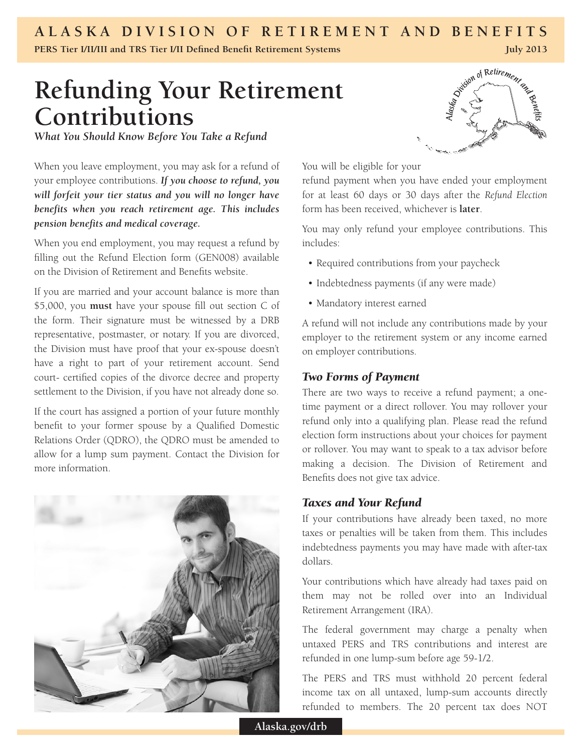# Refunding Your Retirement Contributions

***What You Should Know Before You Take a Refund***

When you leave employment, you may ask for a refund of your employee contributions. ***If you choose to refund, you will forfeit your tier status and you will no longer have benefits when you reach retirement age. This includes pension benefits and medical coverage.***

When you end employment, you may request a refund by filling out the Refund Election form (GEN008) available on the Division of Retirement and Benefits website.

If you are married and your account balance is more than $5,000, you **must** have your spouse fill out section C of the form. Their signature must be witnessed by a DRB representative, postmaster, or notary. If you are divorced, the Division must have proof that your ex-spouse doesn't have a right to part of your retirement account. Send court- certified copies of the divorce decree and property settlement to the Division, if you have not already done so.

If the court has assigned a portion of your future monthly benefit to your former spouse by a Qualified Domestic Relations Order (QDRO), the QDRO must be amended to allow for a lump sum payment. Contact the Division for more information.

You will be eligible for your refund payment when you have ended your employment for at least 60 days or 30 days after the *Refund Election* form has been received, whichever is **later**.

You may only refund your employee contributions. This includes:

- Required contributions from your paycheck
- Indebtedness payments (if any were made)
- Mandatory interest earned

A refund will not include any contributions made by your employer to the retirement system or any income earned on employer contributions.

### *Two Forms of Payment*

There are two ways to receive a refund payment; a one-time payment or a direct rollover. You may rollover your refund only into a qualifying plan. Please read the refund election form instructions about your choices for payment or rollover. You may want to speak to a tax advisor before making a decision. The Division of Retirement and Benefits does not give tax advice.

### *Taxes and Your Refund*

If your contributions have already been taxed, no more taxes or penalties will be taken from them. This includes indebtedness payments you may have made with after-tax dollars.

Your contributions which have already had taxes paid on them may not be rolled over into an Individual Retirement Arrangement (IRA).

The federal government may charge a penalty when untaxed PERS and TRS contributions and interest are refunded in one lump-sum before age 59-1/2.

The PERS and TRS must withhold 20 percent federal income tax on all untaxed, lump-sum accounts directly refunded to members. The 20 percent tax does NOT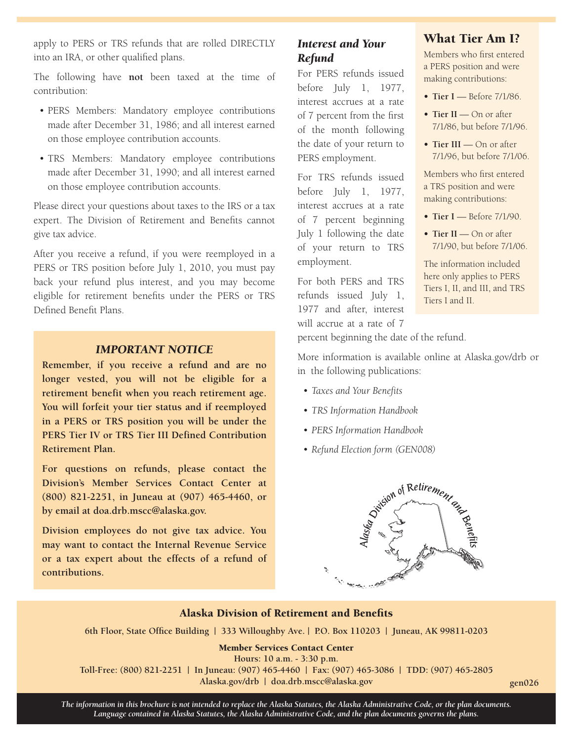apply to PERS or TRS refunds that are rolled DIRECTLY into an IRA, or other qualified plans.

The following have **not** been taxed at the time of contribution:

- PERS Members: Mandatory employee contributions made after December 31, 1986; and all interest earned on those employee contribution accounts.
- TRS Members: Mandatory employee contributions made after December 31, 1990; and all interest earned on those employee contribution accounts.

Please direct your questions about taxes to the IRS or a tax expert. The Division of Retirement and Benefits cannot give tax advice.

After you receive a refund, if you were reemployed in a PERS or TRS position before July 1, 2010, you must pay back your refund plus interest, and you may become eligible for retirement benefits under the PERS or TRS Defined Benefit Plans.

### *IMPORTANT NOTICE*

**Remember, if you receive a refund and are no longer vested, you will not be eligible for a retirement benefit when you reach retirement age. You will forfeit your tier status and if reemployed in a PERS or TRS position you will be under the PERS Tier IV or TRS Tier III Defined Contribution Retirement Plan.**

**For questions on refunds, please contact the Division's Member Services Contact Center at (800) 821-2251, in Juneau at (907) 465-4460, or by email at doa.drb.mscc@alaska.gov.**

**Division employees do not give tax advice. You may want to contact the Internal Revenue Service or a tax expert about the effects of a refund of contributions.**

## *Interest and Your Refund*

For PERS refunds issued before July 1, 1977, interest accrues at a rate of 7 percent from the first of the month following the date of your return to PERS employment.

For TRS refunds issued before July 1, 1977, interest accrues at a rate of 7 percent beginning July 1 following the date of your return to TRS employment.

For both PERS and TRS refunds issued July 1, 1977 and after, interest will accrue at a rate of 7 percent beginning the date of the refund.

More information is available online at Alaska.gov/drb or in the following publications:

- *Taxes and Your Benefits*
- *TRS Information Handbook*
- *PERS Information Handbook*
- *Refund Election form (GEN008)*

## What Tier Am I?

Members who first entered a PERS position and were making contributions:

- **Tier I** — Before 7/1/86.
- **Tier II** — On or after 7/1/86, but before 7/1/96.
- **Tier III** — On or after 7/1/96, but before 7/1/06.

Members who first entered a TRS position and were making contributions:

- **Tier I** — Before 7/1/90.
- **Tier II** — On or after 7/1/90, but before 7/1/06.

The information included here only applies to PERS Tiers I, II, and III, and TRS Tiers I and II.

**Alaska Division of Retirement and Benefits**

**6th Floor, State Office Building | 333 Willoughby Ave. | P.O. Box 110203 | Juneau, AK 99811-0203**

**Member Services Contact Center**
**Hours: 10 a.m. - 3:30 p.m.**
**Toll-Free: (800) 821-2251 | In Juneau: (907) 465-4460 | Fax: (907) 465-3086 | TDD: (907) 465-2805**
**Alaska.gov/drb | doa.drb.mscc@alaska.gov**

**gen026**

***The information in this brochure is not intended to replace the Alaska Statutes, the Alaska Administrative Code, or the plan documents. Language contained in Alaska Statutes, the Alaska Administrative Code, and the plan documents governs the plans.***